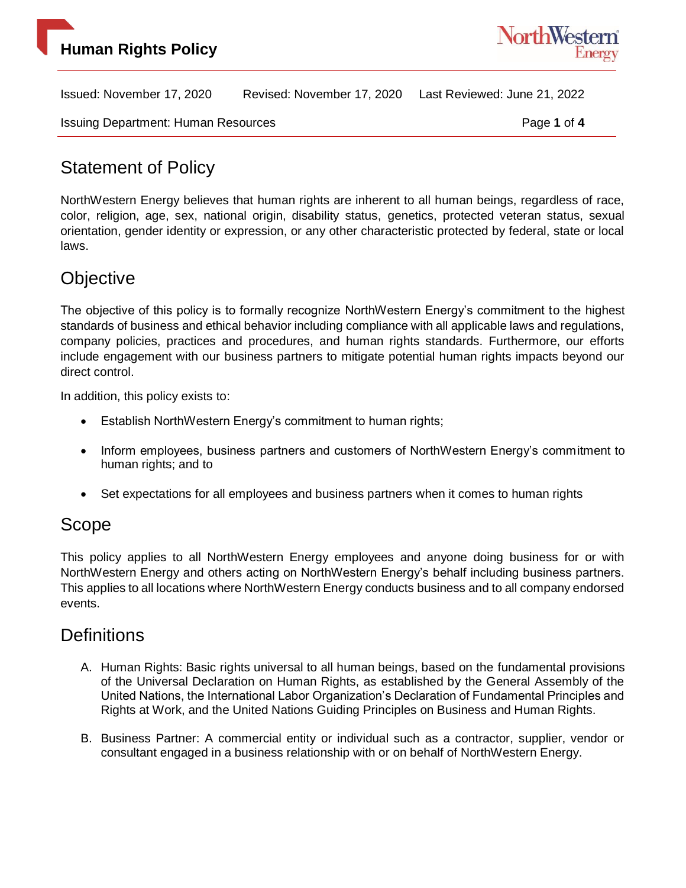# Human Rights Policy

Issued: November 17, 2020    Revised: November 17, 2020    Last Reviewed: June 21, 2022

Issuing Department: Human Resources

## Statement of Policy

NorthWestern Energy believes that human rights are inherent to all human beings, regardless of race, color, religion, age, sex, national origin, disability status, genetics, protected veteran status, sexual orientation, gender identity or expression, or any other characteristic protected by federal, state or local laws.

## Objective

The objective of this policy is to formally recognize NorthWestern Energy's commitment to the highest standards of business and ethical behavior including compliance with all applicable laws and regulations, company policies, practices and procedures, and human rights standards. Furthermore, our efforts include engagement with our business partners to mitigate potential human rights impacts beyond our direct control.

In addition, this policy exists to:

- Establish NorthWestern Energy's commitment to human rights;
- Inform employees, business partners and customers of NorthWestern Energy's commitment to human rights; and to
- Set expectations for all employees and business partners when it comes to human rights

## Scope

This policy applies to all NorthWestern Energy employees and anyone doing business for or with NorthWestern Energy and others acting on NorthWestern Energy's behalf including business partners. This applies to all locations where NorthWestern Energy conducts business and to all company endorsed events.

## Definitions

A. Human Rights: Basic rights universal to all human beings, based on the fundamental provisions of the Universal Declaration on Human Rights, as established by the General Assembly of the United Nations, the International Labor Organization's Declaration of Fundamental Principles and Rights at Work, and the United Nations Guiding Principles on Business and Human Rights.

B. Business Partner: A commercial entity or individual such as a contractor, supplier, vendor or consultant engaged in a business relationship with or on behalf of NorthWestern Energy.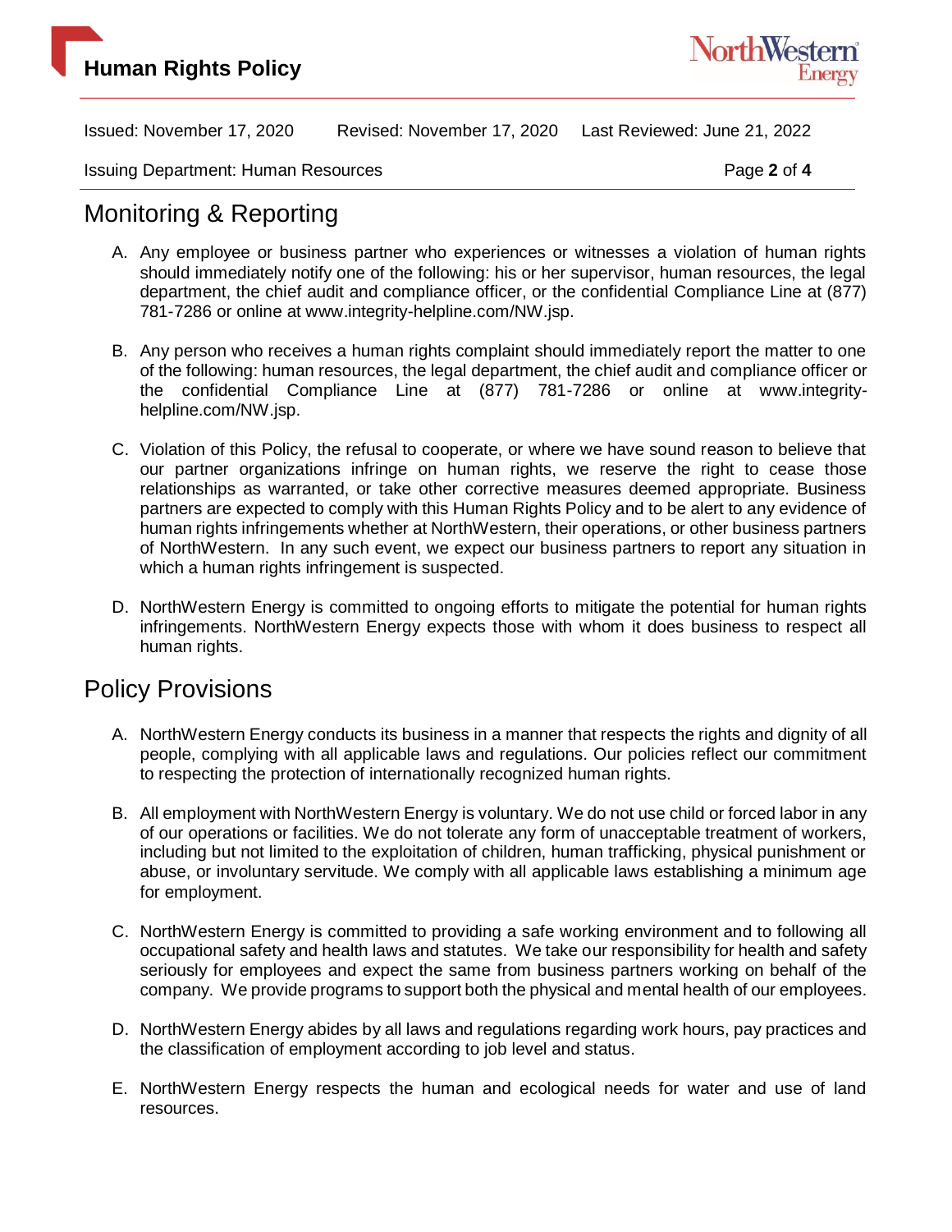## Monitoring & Reporting

A. Any employee or business partner who experiences or witnesses a violation of human rights should immediately notify one of the following: his or her supervisor, human resources, the legal department, the chief audit and compliance officer, or the confidential Compliance Line at (877) 781-7286 or online at www.integrity-helpline.com/NW.jsp.

B. Any person who receives a human rights complaint should immediately report the matter to one of the following: human resources, the legal department, the chief audit and compliance officer or the confidential Compliance Line at (877) 781-7286 or online at www.integrity-helpline.com/NW.jsp.

C. Violation of this Policy, the refusal to cooperate, or where we have sound reason to believe that our partner organizations infringe on human rights, we reserve the right to cease those relationships as warranted, or take other corrective measures deemed appropriate. Business partners are expected to comply with this Human Rights Policy and to be alert to any evidence of human rights infringements whether at NorthWestern, their operations, or other business partners of NorthWestern. In any such event, we expect our business partners to report any situation in which a human rights infringement is suspected.

D. NorthWestern Energy is committed to ongoing efforts to mitigate the potential for human rights infringements. NorthWestern Energy expects those with whom it does business to respect all human rights.

## Policy Provisions

A. NorthWestern Energy conducts its business in a manner that respects the rights and dignity of all people, complying with all applicable laws and regulations. Our policies reflect our commitment to respecting the protection of internationally recognized human rights.

B. All employment with NorthWestern Energy is voluntary. We do not use child or forced labor in any of our operations or facilities. We do not tolerate any form of unacceptable treatment of workers, including but not limited to the exploitation of children, human trafficking, physical punishment or abuse, or involuntary servitude. We comply with all applicable laws establishing a minimum age for employment.

C. NorthWestern Energy is committed to providing a safe working environment and to following all occupational safety and health laws and statutes. We take our responsibility for health and safety seriously for employees and expect the same from business partners working on behalf of the company. We provide programs to support both the physical and mental health of our employees.

D. NorthWestern Energy abides by all laws and regulations regarding work hours, pay practices and the classification of employment according to job level and status.

E. NorthWestern Energy respects the human and ecological needs for water and use of land resources.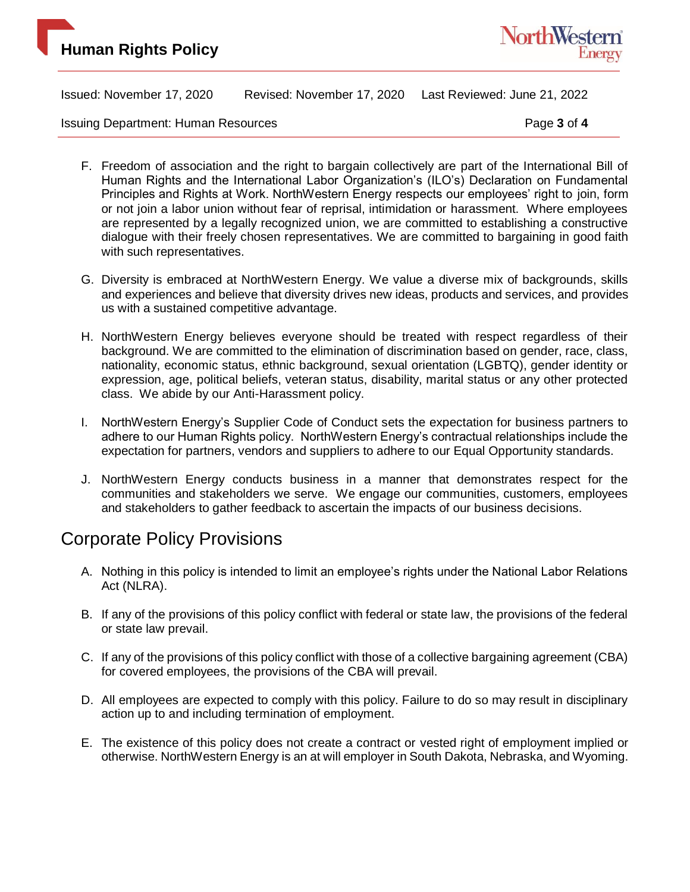F. Freedom of association and the right to bargain collectively are part of the International Bill of Human Rights and the International Labor Organization's (ILO's) Declaration on Fundamental Principles and Rights at Work. NorthWestern Energy respects our employees' right to join, form or not join a labor union without fear of reprisal, intimidation or harassment. Where employees are represented by a legally recognized union, we are committed to establishing a constructive dialogue with their freely chosen representatives. We are committed to bargaining in good faith with such representatives.

G. Diversity is embraced at NorthWestern Energy. We value a diverse mix of backgrounds, skills and experiences and believe that diversity drives new ideas, products and services, and provides us with a sustained competitive advantage.

H. NorthWestern Energy believes everyone should be treated with respect regardless of their background. We are committed to the elimination of discrimination based on gender, race, class, nationality, economic status, ethnic background, sexual orientation (LGBTQ), gender identity or expression, age, political beliefs, veteran status, disability, marital status or any other protected class. We abide by our Anti-Harassment policy.

I. NorthWestern Energy's Supplier Code of Conduct sets the expectation for business partners to adhere to our Human Rights policy. NorthWestern Energy's contractual relationships include the expectation for partners, vendors and suppliers to adhere to our Equal Opportunity standards.

J. NorthWestern Energy conducts business in a manner that demonstrates respect for the communities and stakeholders we serve. We engage our communities, customers, employees and stakeholders to gather feedback to ascertain the impacts of our business decisions.

## Corporate Policy Provisions

A. Nothing in this policy is intended to limit an employee's rights under the National Labor Relations Act (NLRA).

B. If any of the provisions of this policy conflict with federal or state law, the provisions of the federal or state law prevail.

C. If any of the provisions of this policy conflict with those of a collective bargaining agreement (CBA) for covered employees, the provisions of the CBA will prevail.

D. All employees are expected to comply with this policy. Failure to do so may result in disciplinary action up to and including termination of employment.

E. The existence of this policy does not create a contract or vested right of employment implied or otherwise. NorthWestern Energy is an at will employer in South Dakota, Nebraska, and Wyoming.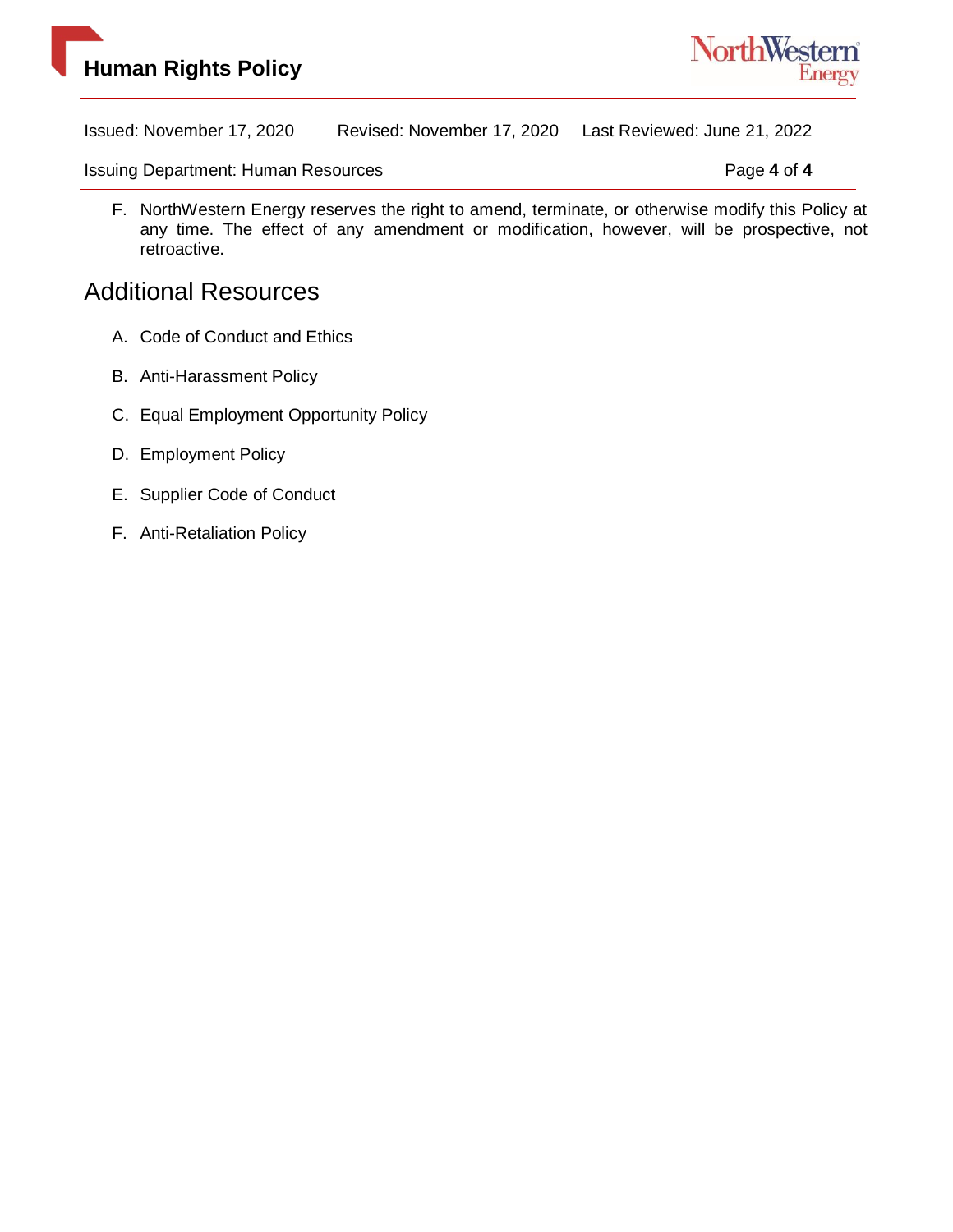F. NorthWestern Energy reserves the right to amend, terminate, or otherwise modify this Policy at any time. The effect of any amendment or modification, however, will be prospective, not retroactive.

## Additional Resources

A. Code of Conduct and Ethics

B. Anti-Harassment Policy

C. Equal Employment Opportunity Policy

D. Employment Policy

E. Supplier Code of Conduct

F. Anti-Retaliation Policy